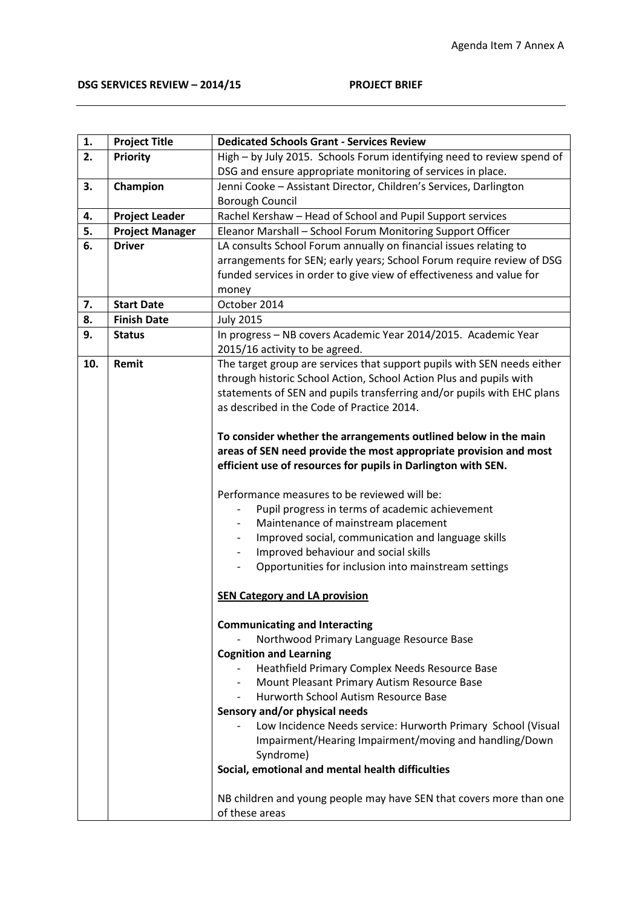Agenda Item 7 Annex A

**DSG SERVICES REVIEW – 2014/15 PROJECT BRIEF**

| 1. | **Project Title** | **Dedicated Schools Grant - Services Review** |
|---|---|---|
| 2. | **Priority** | High – by July 2015. Schools Forum identifying need to review spend of DSG and ensure appropriate monitoring of services in place. |
| 3. | **Champion** | Jenni Cooke – Assistant Director, Children's Services, Darlington Borough Council |
| 4. | **Project Leader** | Rachel Kershaw – Head of School and Pupil Support services |
| 5. | **Project Manager** | Eleanor Marshall – School Forum Monitoring Support Officer |
| 6. | **Driver** | LA consults School Forum annually on financial issues relating to arrangements for SEN; early years; School Forum require review of DSG funded services in order to give view of effectiveness and value for money |
| 7. | **Start Date** | October 2014 |
| 8. | **Finish Date** | July 2015 |
| 9. | **Status** | In progress – NB covers Academic Year 2014/2015. Academic Year 2015/16 activity to be agreed. |
| 10. | **Remit** | The target group are services that support pupils with SEN needs either through historic School Action, School Action Plus and pupils with statements of SEN and pupils transferring and/or pupils with EHC plans as described in the Code of Practice 2014.<br><br>**To consider whether the arrangements outlined below in the main areas of SEN need provide the most appropriate provision and most efficient use of resources for pupils in Darlington with SEN.**<br><br>Performance measures to be reviewed will be:<br>- Pupil progress in terms of academic achievement<br>- Maintenance of mainstream placement<br>- Improved social, communication and language skills<br>- Improved behaviour and social skills<br>- Opportunities for inclusion into mainstream settings<br><br>**SEN Category and LA provision**<br><br>**Communicating and Interacting**<br>- Northwood Primary Language Resource Base<br>**Cognition and Learning**<br>- Heathfield Primary Complex Needs Resource Base<br>- Mount Pleasant Primary Autism Resource Base<br>- Hurworth School Autism Resource Base<br>**Sensory and/or physical needs**<br>- Low Incidence Needs service: Hurworth Primary School (Visual Impairment/Hearing Impairment/moving and handling/Down Syndrome)<br>**Social, emotional and mental health difficulties**<br><br>NB children and young people may have SEN that covers more than one of these areas |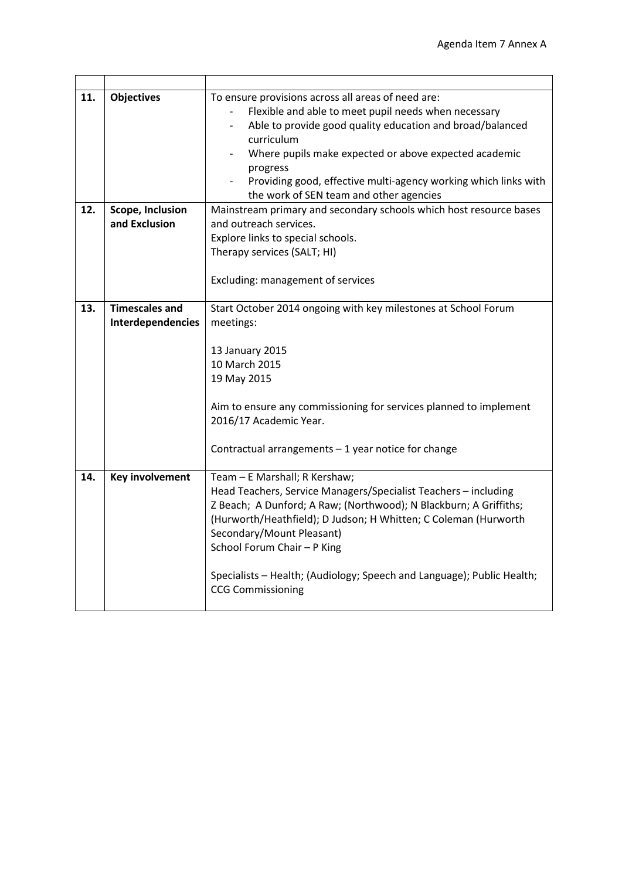| | | |
|---|---|---|
| 11. | **Objectives** | To ensure provisions across all areas of need are:<br>- Flexible and able to meet pupil needs when necessary<br>- Able to provide good quality education and broad/balanced curriculum<br>- Where pupils make expected or above expected academic progress<br>- Providing good, effective multi-agency working which links with the work of SEN team and other agencies |
| 12. | **Scope, Inclusion and Exclusion** | Mainstream primary and secondary schools which host resource bases and outreach services.<br>Explore links to special schools.<br>Therapy services (SALT; HI)<br><br>Excluding: management of services |
| 13. | **Timescales and Interdependencies** | Start October 2014 ongoing with key milestones at School Forum meetings:<br><br>13 January 2015<br>10 March 2015<br>19 May 2015<br><br>Aim to ensure any commissioning for services planned to implement 2016/17 Academic Year.<br><br>Contractual arrangements – 1 year notice for change |
| 14. | **Key involvement** | Team – E Marshall; R Kershaw;<br>Head Teachers, Service Managers/Specialist Teachers – including Z Beach; A Dunford; A Raw; (Northwood); N Blackburn; A Griffiths; (Hurworth/Heathfield); D Judson; H Whitten; C Coleman (Hurworth Secondary/Mount Pleasant)<br>School Forum Chair – P King<br><br>Specialists – Health; (Audiology; Speech and Language); Public Health; CCG Commissioning |